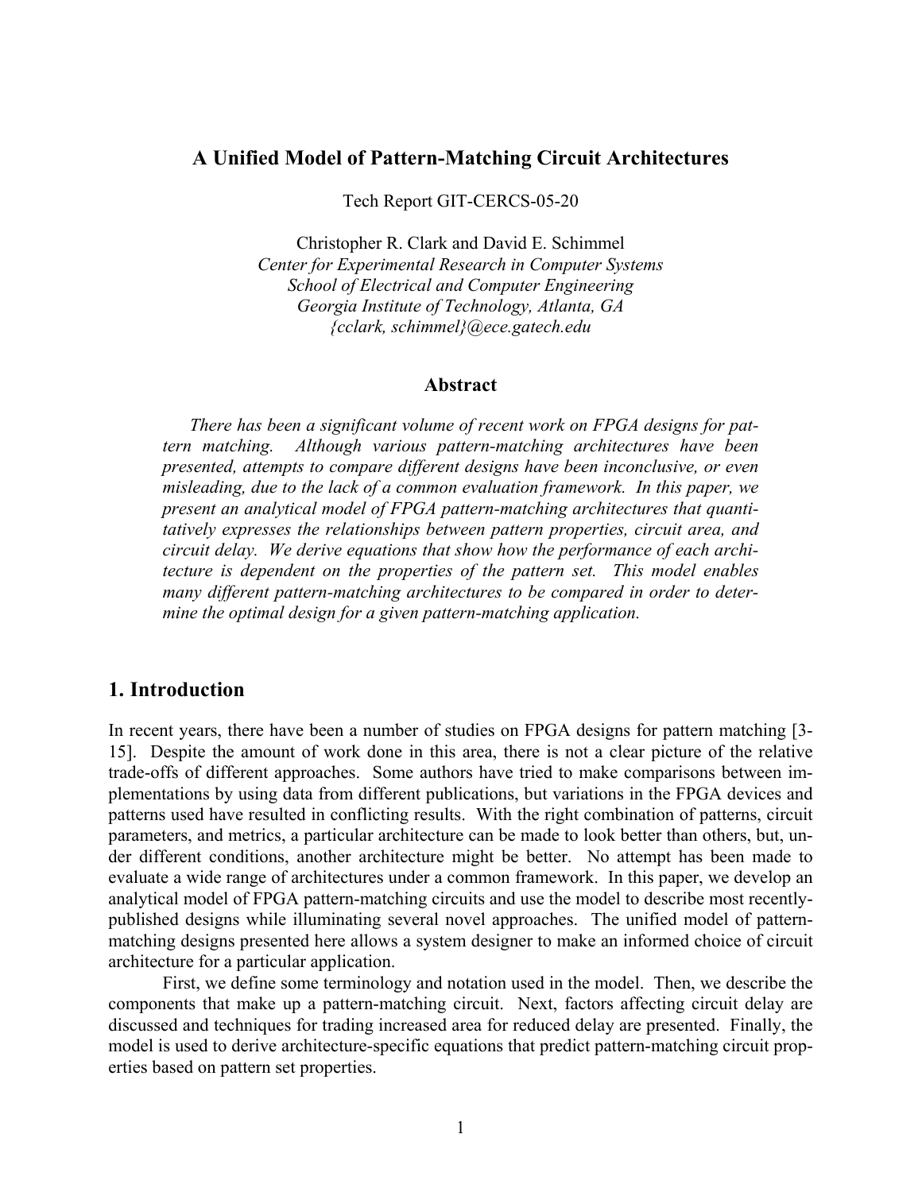# A Unified Model of Pattern-Matching Circuit Architectures

Tech Report GIT-CERCS-05-20

Christopher R. Clark and David E. Schimmel
*Center for Experimental Research in Computer Systems*
*School of Electrical and Computer Engineering*
*Georgia Institute of Technology, Atlanta, GA*
*{cclark, schimmel}@ece.gatech.edu*

## Abstract

*There has been a significant volume of recent work on FPGA designs for pattern matching. Although various pattern-matching architectures have been presented, attempts to compare different designs have been inconclusive, or even misleading, due to the lack of a common evaluation framework. In this paper, we present an analytical model of FPGA pattern-matching architectures that quantitatively expresses the relationships between pattern properties, circuit area, and circuit delay. We derive equations that show how the performance of each architecture is dependent on the properties of the pattern set. This model enables many different pattern-matching architectures to be compared in order to determine the optimal design for a given pattern-matching application.*

## 1. Introduction

In recent years, there have been a number of studies on FPGA designs for pattern matching [3-15]. Despite the amount of work done in this area, there is not a clear picture of the relative trade-offs of different approaches. Some authors have tried to make comparisons between implementations by using data from different publications, but variations in the FPGA devices and patterns used have resulted in conflicting results. With the right combination of patterns, circuit parameters, and metrics, a particular architecture can be made to look better than others, but, under different conditions, another architecture might be better. No attempt has been made to evaluate a wide range of architectures under a common framework. In this paper, we develop an analytical model of FPGA pattern-matching circuits and use the model to describe most recently-published designs while illuminating several novel approaches. The unified model of pattern-matching designs presented here allows a system designer to make an informed choice of circuit architecture for a particular application.

First, we define some terminology and notation used in the model. Then, we describe the components that make up a pattern-matching circuit. Next, factors affecting circuit delay are discussed and techniques for trading increased area for reduced delay are presented. Finally, the model is used to derive architecture-specific equations that predict pattern-matching circuit properties based on pattern set properties.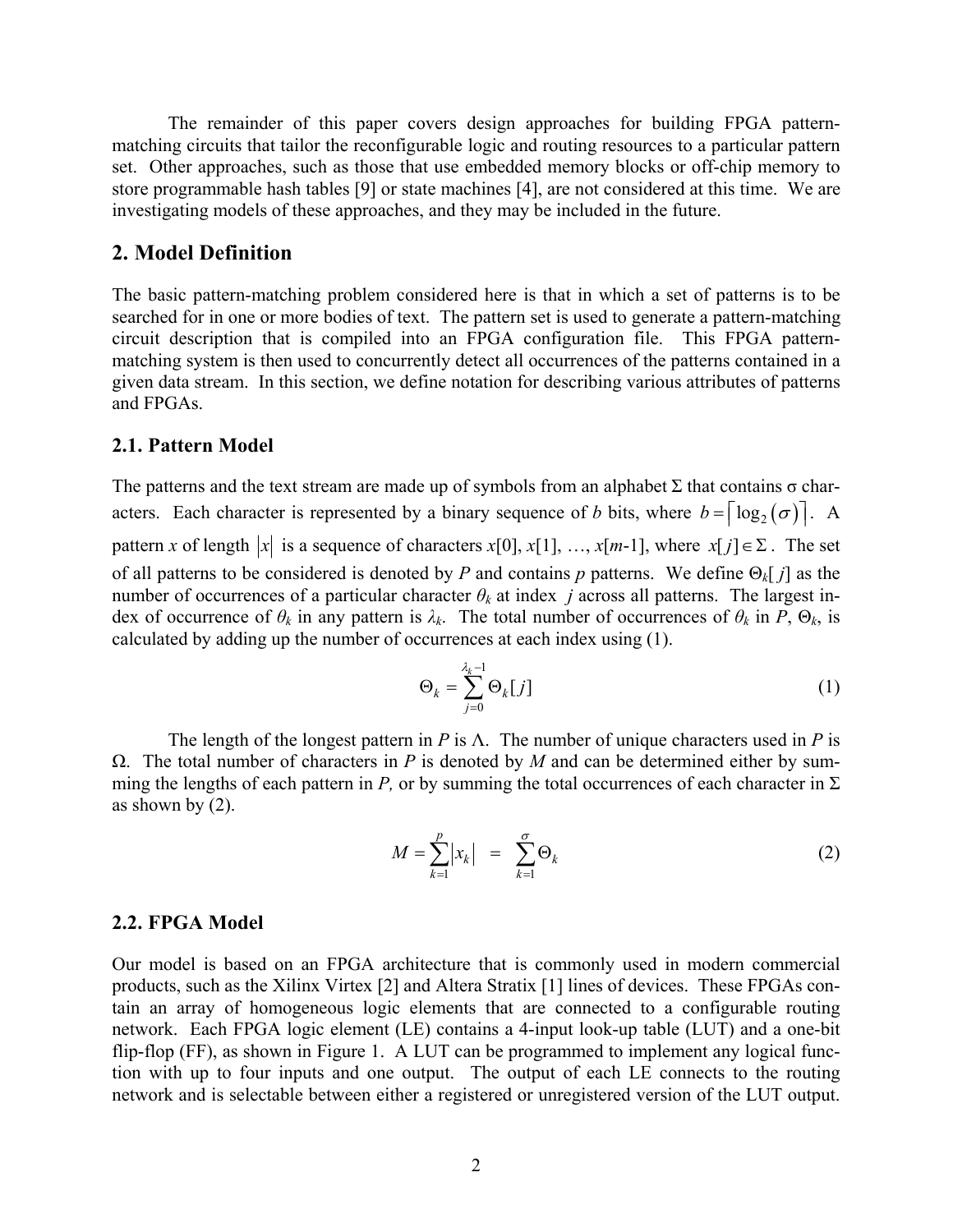The remainder of this paper covers design approaches for building FPGA pattern-matching circuits that tailor the reconfigurable logic and routing resources to a particular pattern set. Other approaches, such as those that use embedded memory blocks or off-chip memory to store programmable hash tables [9] or state machines [4], are not considered at this time. We are investigating models of these approaches, and they may be included in the future.

## 2. Model Definition

The basic pattern-matching problem considered here is that in which a set of patterns is to be searched for in one or more bodies of text. The pattern set is used to generate a pattern-matching circuit description that is compiled into an FPGA configuration file. This FPGA pattern-matching system is then used to concurrently detect all occurrences of the patterns contained in a given data stream. In this section, we define notation for describing various attributes of patterns and FPGAs.

### 2.1. Pattern Model

The patterns and the text stream are made up of symbols from an alphabet $\Sigma$ that contains $\sigma$ characters. Each character is represented by a binary sequence of $b$ bits, where $b = \lceil \log_2(\sigma) \rceil$. A pattern $x$ of length $|x|$ is a sequence of characters $x[0]$, $x[1]$, …, $x[m\text{-}1]$, where $x[j] \in \Sigma$. The set of all patterns to be considered is denoted by $P$ and contains $p$ patterns. We define $\Theta_k[j]$ as the number of occurrences of a particular character $\theta_k$ at index $j$ across all patterns. The largest index of occurrence of $\theta_k$ in any pattern is $\lambda_k$. The total number of occurrences of $\theta_k$ in $P$, $\Theta_k$, is calculated by adding up the number of occurrences at each index using (1).

$$\Theta_k = \sum_{j=0}^{\lambda_k - 1} \Theta_k[j] \tag{1}$$

The length of the longest pattern in $P$ is $\Lambda$. The number of unique characters used in $P$ is $\Omega$. The total number of characters in $P$ is denoted by $M$ and can be determined either by summing the lengths of each pattern in $P$, or by summing the total occurrences of each character in $\Sigma$ as shown by (2).

$$M = \sum_{k=1}^{p} |x_k| \quad = \quad \sum_{k=1}^{\sigma} \Theta_k \tag{2}$$

### 2.2. FPGA Model

Our model is based on an FPGA architecture that is commonly used in modern commercial products, such as the Xilinx Virtex [2] and Altera Stratix [1] lines of devices. These FPGAs contain an array of homogeneous logic elements that are connected to a configurable routing network. Each FPGA logic element (LE) contains a 4-input look-up table (LUT) and a one-bit flip-flop (FF), as shown in Figure 1. A LUT can be programmed to implement any logical function with up to four inputs and one output. The output of each LE connects to the routing network and is selectable between either a registered or unregistered version of the LUT output.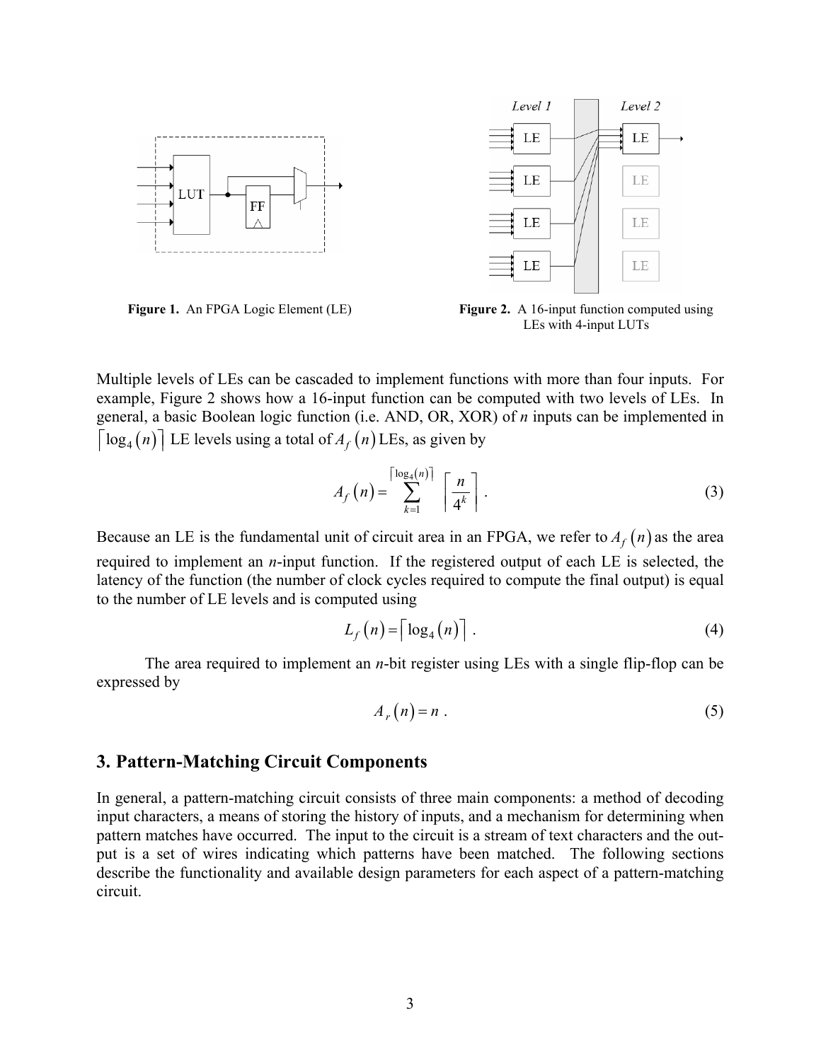LUT

FF

Figure 1. An FPGA Logic Element (LE)

Level 1

Level 2

LE

LE

LE

LE

LE

LE

LE

LE

Figure 2. A 16-input function computed using LEs with 4-input LUTs

Multiple levels of LEs can be cascaded to implement functions with more than four inputs. For example, Figure 2 shows how a 16-input function can be computed with two levels of LEs. In general, a basic Boolean logic function (i.e. AND, OR, XOR) of *n* inputs can be implemented in $\lceil \log_4(n) \rceil$ LE levels using a total of $A_f(n)$ LEs, as given by

$$A_f(n) = \sum_{k=1}^{\lceil \log_4(n) \rceil} \left\lceil \frac{n}{4^k} \right\rceil . \quad (3)$$

Because an LE is the fundamental unit of circuit area in an FPGA, we refer to $A_f(n)$ as the area required to implement an *n*-input function. If the registered output of each LE is selected, the latency of the function (the number of clock cycles required to compute the final output) is equal to the number of LE levels and is computed using

$$L_f(n) = \lceil \log_4(n) \rceil . \quad (4)$$

The area required to implement an *n*-bit register using LEs with a single flip-flop can be expressed by

$$A_r(n) = n . \quad (5)$$

## 3. Pattern-Matching Circuit Components

In general, a pattern-matching circuit consists of three main components: a method of decoding input characters, a means of storing the history of inputs, and a mechanism for determining when pattern matches have occurred. The input to the circuit is a stream of text characters and the output is a set of wires indicating which patterns have been matched. The following sections describe the functionality and available design parameters for each aspect of a pattern-matching circuit.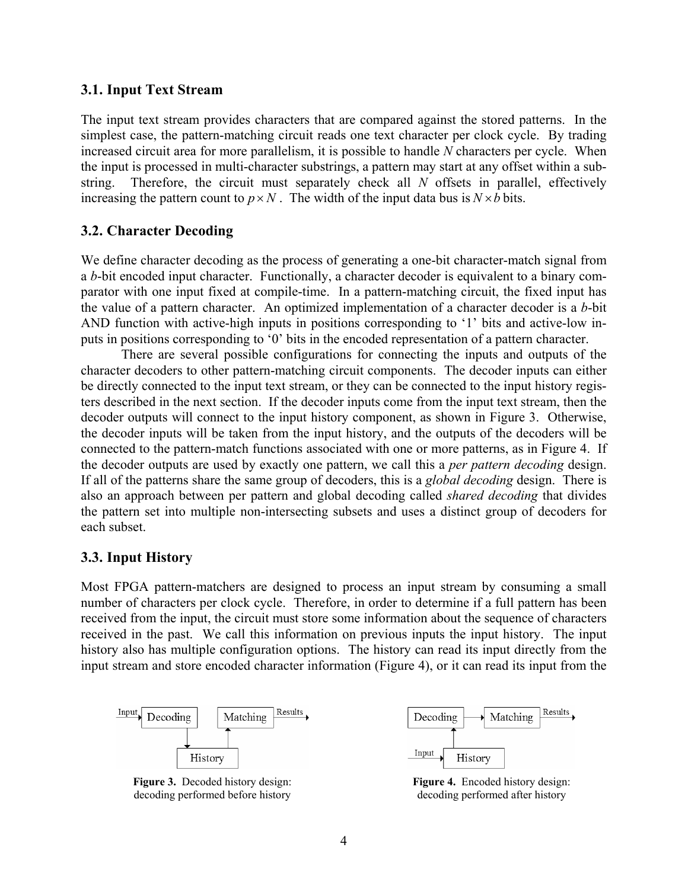### 3.1. Input Text Stream

The input text stream provides characters that are compared against the stored patterns. In the simplest case, the pattern-matching circuit reads one text character per clock cycle. By trading increased circuit area for more parallelism, it is possible to handle $N$ characters per cycle. When the input is processed in multi-character substrings, a pattern may start at any offset within a substring. Therefore, the circuit must separately check all $N$ offsets in parallel, effectively increasing the pattern count to $p \times N$. The width of the input data bus is $N \times b$ bits.

### 3.2. Character Decoding

We define character decoding as the process of generating a one-bit character-match signal from a $b$-bit encoded input character. Functionally, a character decoder is equivalent to a binary comparator with one input fixed at compile-time. In a pattern-matching circuit, the fixed input has the value of a pattern character. An optimized implementation of a character decoder is a $b$-bit AND function with active-high inputs in positions corresponding to '1' bits and active-low inputs in positions corresponding to '0' bits in the encoded representation of a pattern character.

There are several possible configurations for connecting the inputs and outputs of the character decoders to other pattern-matching circuit components. The decoder inputs can either be directly connected to the input text stream, or they can be connected to the input history registers described in the next section. If the decoder inputs come from the input text stream, then the decoder outputs will connect to the input history component, as shown in Figure 3. Otherwise, the decoder inputs will be taken from the input history, and the outputs of the decoders will be connected to the pattern-match functions associated with one or more patterns, as in Figure 4. If the decoder outputs are used by exactly one pattern, we call this a *per pattern decoding* design. If all of the patterns share the same group of decoders, this is a *global decoding* design. There is also an approach between per pattern and global decoding called *shared decoding* that divides the pattern set into multiple non-intersecting subsets and uses a distinct group of decoders for each subset.

### 3.3. Input History

Most FPGA pattern-matchers are designed to process an input stream by consuming a small number of characters per clock cycle. Therefore, in order to determine if a full pattern has been received from the input, the circuit must store some information about the sequence of characters received in the past. We call this information on previous inputs the input history. The input history also has multiple configuration options. The history can read its input directly from the input stream and store encoded character information (Figure 4), or it can read its input from the

Input
Decoding
Matching
Results
History

**Figure 3.** Decoded history design: decoding performed before history

Decoding
Matching
Results
Input
History

**Figure 4.** Encoded history design: decoding performed after history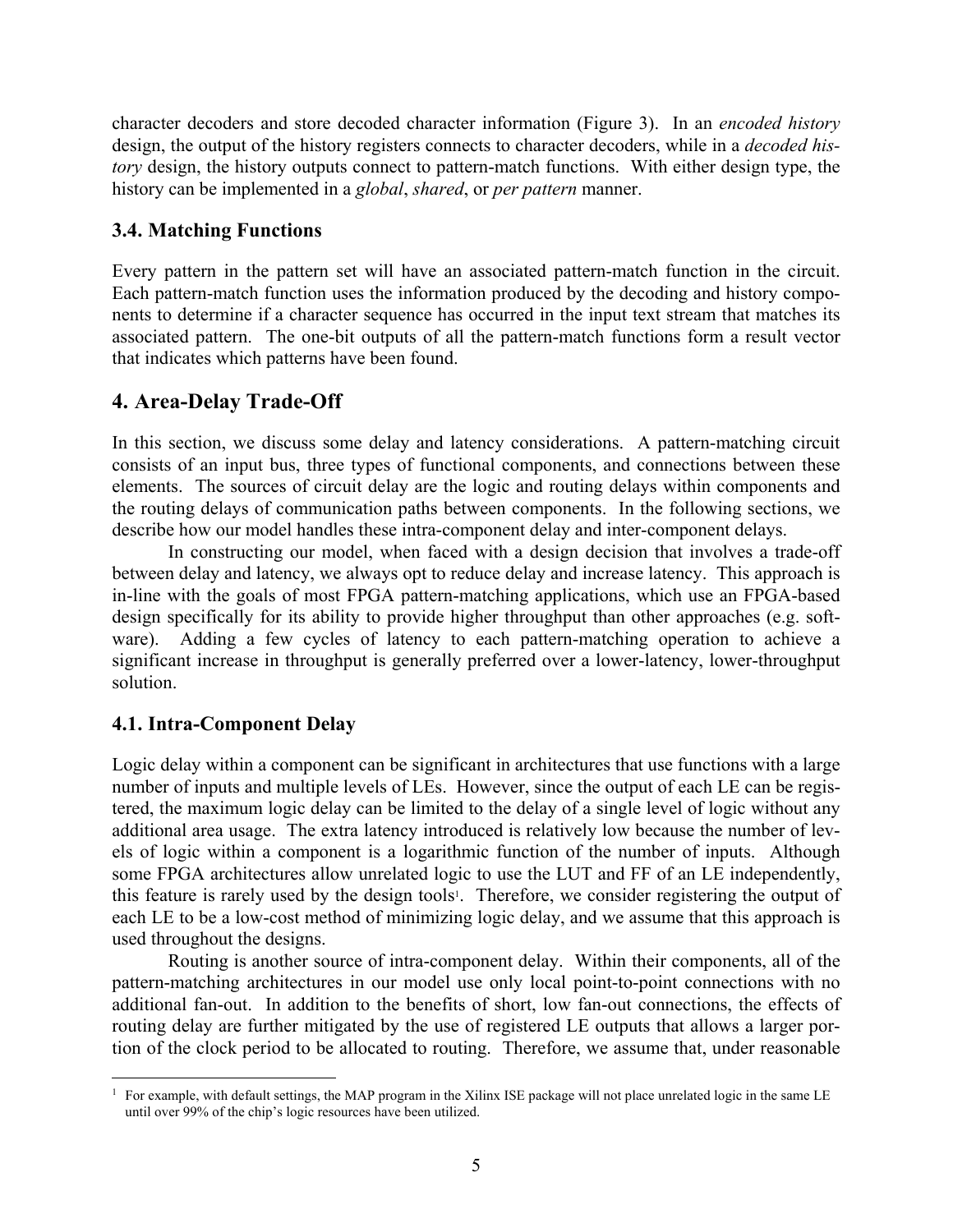character decoders and store decoded character information (Figure 3). In an *encoded history* design, the output of the history registers connects to character decoders, while in a *decoded history* design, the history outputs connect to pattern-match functions. With either design type, the history can be implemented in a *global*, *shared*, or *per pattern* manner.

### 3.4. Matching Functions

Every pattern in the pattern set will have an associated pattern-match function in the circuit. Each pattern-match function uses the information produced by the decoding and history components to determine if a character sequence has occurred in the input text stream that matches its associated pattern. The one-bit outputs of all the pattern-match functions form a result vector that indicates which patterns have been found.

## 4. Area-Delay Trade-Off

In this section, we discuss some delay and latency considerations. A pattern-matching circuit consists of an input bus, three types of functional components, and connections between these elements. The sources of circuit delay are the logic and routing delays within components and the routing delays of communication paths between components. In the following sections, we describe how our model handles these intra-component delay and inter-component delays.

In constructing our model, when faced with a design decision that involves a trade-off between delay and latency, we always opt to reduce delay and increase latency. This approach is in-line with the goals of most FPGA pattern-matching applications, which use an FPGA-based design specifically for its ability to provide higher throughput than other approaches (e.g. software). Adding a few cycles of latency to each pattern-matching operation to achieve a significant increase in throughput is generally preferred over a lower-latency, lower-throughput solution.

### 4.1. Intra-Component Delay

Logic delay within a component can be significant in architectures that use functions with a large number of inputs and multiple levels of LEs. However, since the output of each LE can be registered, the maximum logic delay can be limited to the delay of a single level of logic without any additional area usage. The extra latency introduced is relatively low because the number of levels of logic within a component is a logarithmic function of the number of inputs. Although some FPGA architectures allow unrelated logic to use the LUT and FF of an LE independently, this feature is rarely used by the design tools[1]. Therefore, we consider registering the output of each LE to be a low-cost method of minimizing logic delay, and we assume that this approach is used throughout the designs.

Routing is another source of intra-component delay. Within their components, all of the pattern-matching architectures in our model use only local point-to-point connections with no additional fan-out. In addition to the benefits of short, low fan-out connections, the effects of routing delay are further mitigated by the use of registered LE outputs that allows a larger portion of the clock period to be allocated to routing. Therefore, we assume that, under reasonable

[1] For example, with default settings, the MAP program in the Xilinx ISE package will not place unrelated logic in the same LE until over 99% of the chip's logic resources have been utilized.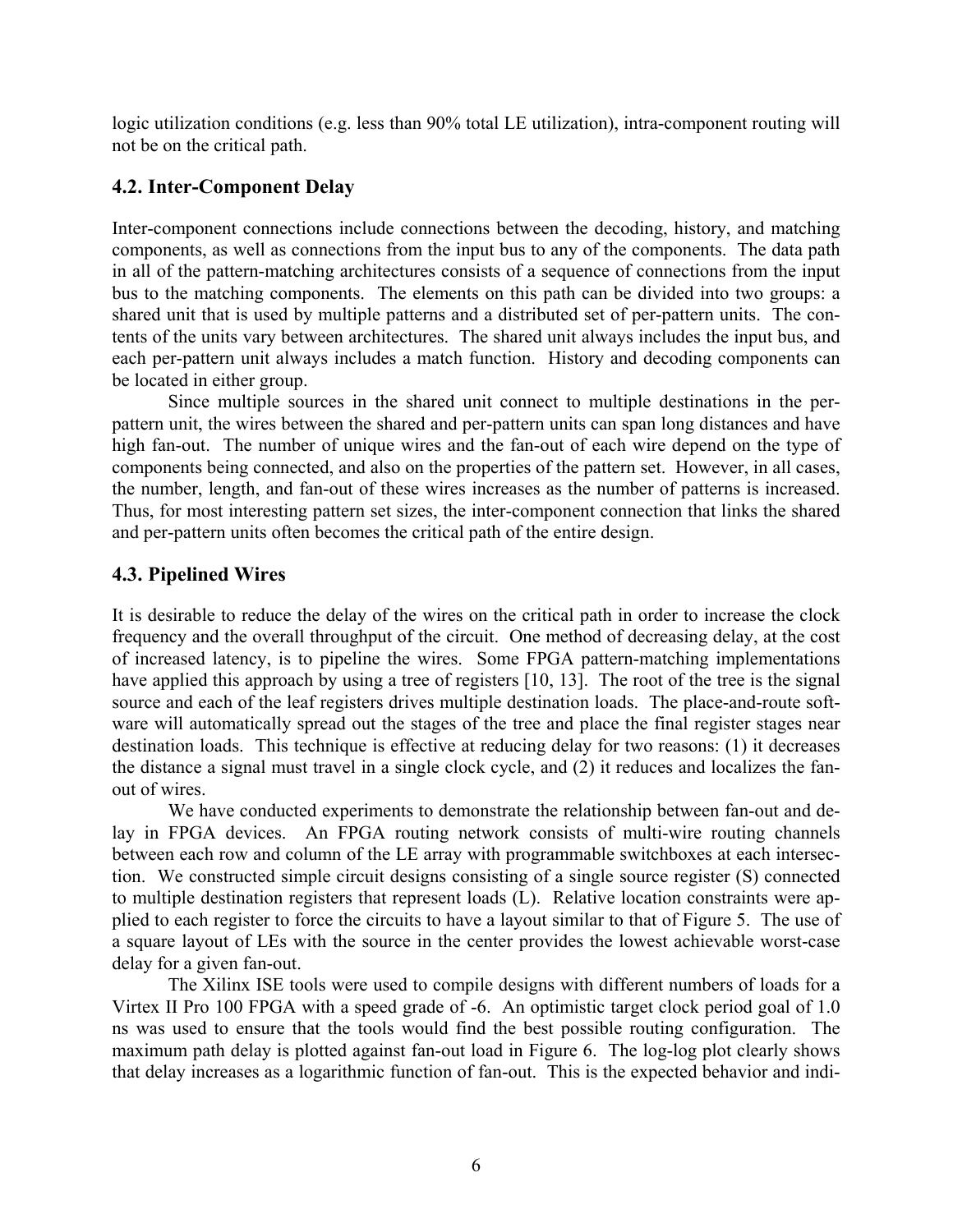logic utilization conditions (e.g. less than 90% total LE utilization), intra-component routing will not be on the critical path.

## 4.2. Inter-Component Delay

Inter-component connections include connections between the decoding, history, and matching components, as well as connections from the input bus to any of the components. The data path in all of the pattern-matching architectures consists of a sequence of connections from the input bus to the matching components. The elements on this path can be divided into two groups: a shared unit that is used by multiple patterns and a distributed set of per-pattern units. The contents of the units vary between architectures. The shared unit always includes the input bus, and each per-pattern unit always includes a match function. History and decoding components can be located in either group.

Since multiple sources in the shared unit connect to multiple destinations in the per-pattern unit, the wires between the shared and per-pattern units can span long distances and have high fan-out. The number of unique wires and the fan-out of each wire depend on the type of components being connected, and also on the properties of the pattern set. However, in all cases, the number, length, and fan-out of these wires increases as the number of patterns is increased. Thus, for most interesting pattern set sizes, the inter-component connection that links the shared and per-pattern units often becomes the critical path of the entire design.

## 4.3. Pipelined Wires

It is desirable to reduce the delay of the wires on the critical path in order to increase the clock frequency and the overall throughput of the circuit. One method of decreasing delay, at the cost of increased latency, is to pipeline the wires. Some FPGA pattern-matching implementations have applied this approach by using a tree of registers [10, 13]. The root of the tree is the signal source and each of the leaf registers drives multiple destination loads. The place-and-route software will automatically spread out the stages of the tree and place the final register stages near destination loads. This technique is effective at reducing delay for two reasons: (1) it decreases the distance a signal must travel in a single clock cycle, and (2) it reduces and localizes the fan-out of wires.

We have conducted experiments to demonstrate the relationship between fan-out and delay in FPGA devices. An FPGA routing network consists of multi-wire routing channels between each row and column of the LE array with programmable switchboxes at each intersection. We constructed simple circuit designs consisting of a single source register (S) connected to multiple destination registers that represent loads (L). Relative location constraints were applied to each register to force the circuits to have a layout similar to that of Figure 5. The use of a square layout of LEs with the source in the center provides the lowest achievable worst-case delay for a given fan-out.

The Xilinx ISE tools were used to compile designs with different numbers of loads for a Virtex II Pro 100 FPGA with a speed grade of -6. An optimistic target clock period goal of 1.0 ns was used to ensure that the tools would find the best possible routing configuration. The maximum path delay is plotted against fan-out load in Figure 6. The log-log plot clearly shows that delay increases as a logarithmic function of fan-out. This is the expected behavior and indi-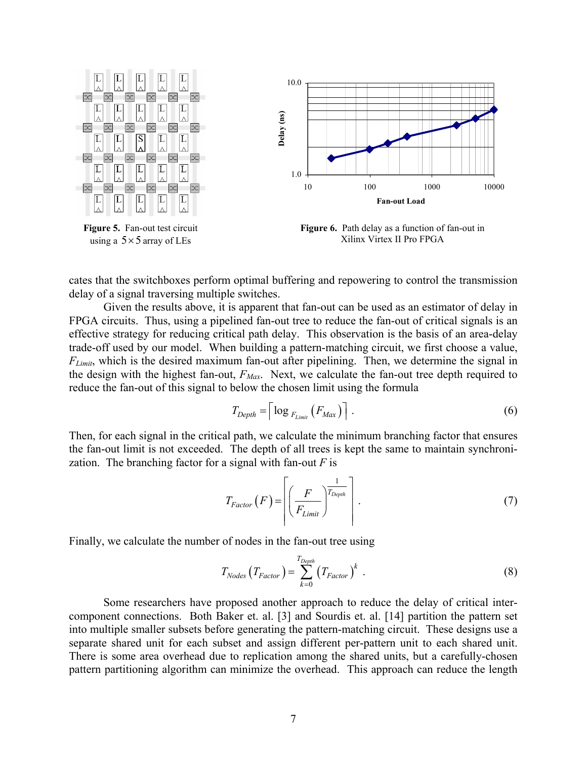L L L L L
L L L L L
L L S L L
L L L L L
L L L L L

**Figure 5.** Fan-out test circuit using a $5 \times 5$ array of LEs

10.0
1.0
Delay (ns)
10
100
1000
10000
Fan-out Load

**Figure 6.** Path delay as a function of fan-out in Xilinx Virtex II Pro FPGA

cates that the switchboxes perform optimal buffering and repowering to control the transmission delay of a signal traversing multiple switches.

Given the results above, it is apparent that fan-out can be used as an estimator of delay in FPGA circuits. Thus, using a pipelined fan-out tree to reduce the fan-out of critical signals is an effective strategy for reducing critical path delay. This observation is the basis of an area-delay trade-off used by our model. When building a pattern-matching circuit, we first choose a value, $F_{Limit}$, which is the desired maximum fan-out after pipelining. Then, we determine the signal in the design with the highest fan-out, $F_{Max}$. Next, we calculate the fan-out tree depth required to reduce the fan-out of this signal to below the chosen limit using the formula

$$T_{Depth} = \left\lceil \log_{F_{Limit}} \left( F_{Max} \right) \right\rceil . \tag{6}$$

Then, for each signal in the critical path, we calculate the minimum branching factor that ensures the fan-out limit is not exceeded. The depth of all trees is kept the same to maintain synchronization. The branching factor for a signal with fan-out $F$ is

$$T_{Factor}\left(F\right) = \left\lceil \left( \frac{F}{F_{Limit}} \right)^{\frac{1}{T_{Depth}}} \right\rceil . \tag{7}$$

Finally, we calculate the number of nodes in the fan-out tree using

$$T_{Nodes}\left(T_{Factor}\right) = \sum_{k=0}^{T_{Depth}} \left(T_{Factor}\right)^{k} . \tag{8}$$

Some researchers have proposed another approach to reduce the delay of critical inter-component connections. Both Baker et. al. [3] and Sourdis et. al. [14] partition the pattern set into multiple smaller subsets before generating the pattern-matching circuit. These designs use a separate shared unit for each subset and assign different per-pattern unit to each shared unit. There is some area overhead due to replication among the shared units, but a carefully-chosen pattern partitioning algorithm can minimize the overhead. This approach can reduce the length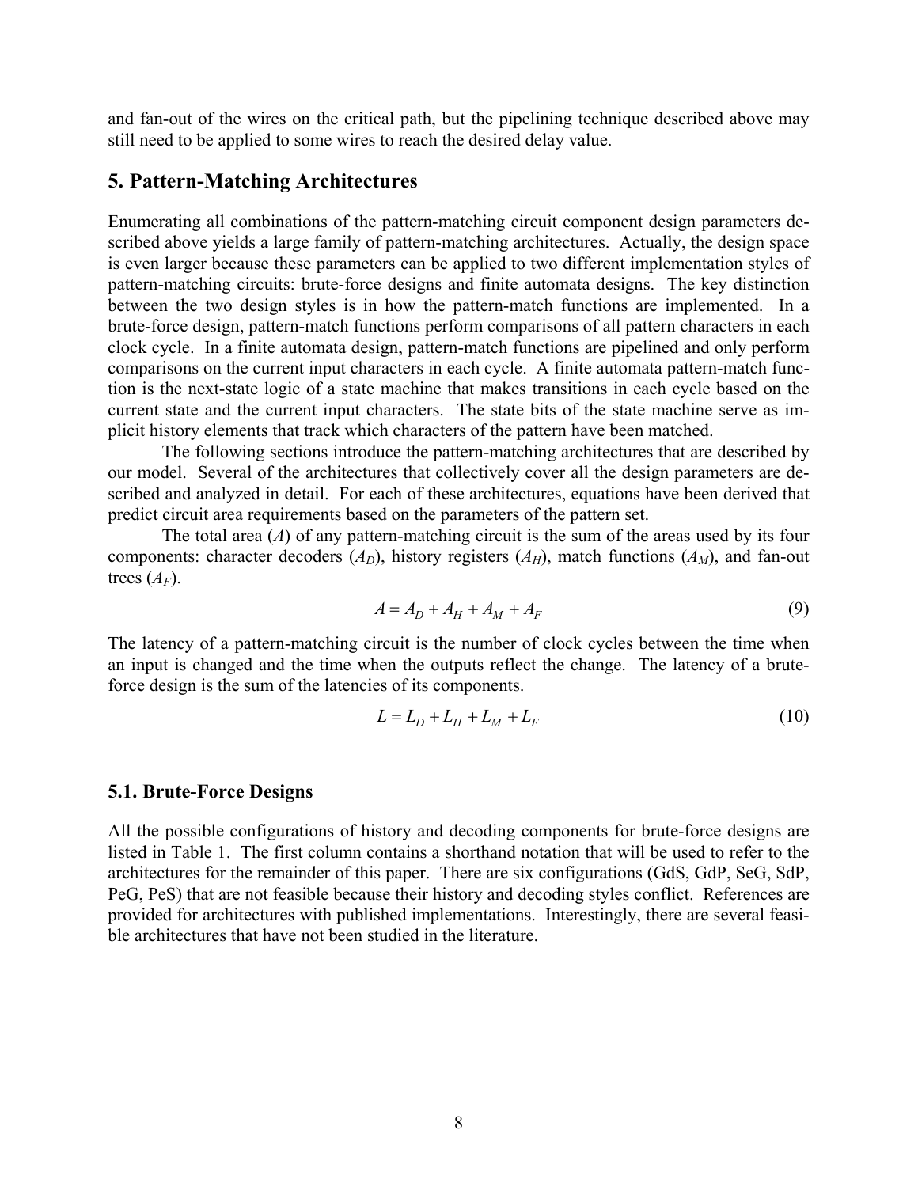and fan-out of the wires on the critical path, but the pipelining technique described above may still need to be applied to some wires to reach the desired delay value.

## 5. Pattern-Matching Architectures

Enumerating all combinations of the pattern-matching circuit component design parameters described above yields a large family of pattern-matching architectures. Actually, the design space is even larger because these parameters can be applied to two different implementation styles of pattern-matching circuits: brute-force designs and finite automata designs. The key distinction between the two design styles is in how the pattern-match functions are implemented. In a brute-force design, pattern-match functions perform comparisons of all pattern characters in each clock cycle. In a finite automata design, pattern-match functions are pipelined and only perform comparisons on the current input characters in each cycle. A finite automata pattern-match function is the next-state logic of a state machine that makes transitions in each cycle based on the current state and the current input characters. The state bits of the state machine serve as implicit history elements that track which characters of the pattern have been matched.

The following sections introduce the pattern-matching architectures that are described by our model. Several of the architectures that collectively cover all the design parameters are described and analyzed in detail. For each of these architectures, equations have been derived that predict circuit area requirements based on the parameters of the pattern set.

The total area ($A$) of any pattern-matching circuit is the sum of the areas used by its four components: character decoders ($A_D$), history registers ($A_H$), match functions ($A_M$), and fan-out trees ($A_F$).

$$A = A_D + A_H + A_M + A_F \tag{9}$$

The latency of a pattern-matching circuit is the number of clock cycles between the time when an input is changed and the time when the outputs reflect the change. The latency of a brute-force design is the sum of the latencies of its components.

$$L = L_D + L_H + L_M + L_F \tag{10}$$

### 5.1. Brute-Force Designs

All the possible configurations of history and decoding components for brute-force designs are listed in Table 1. The first column contains a shorthand notation that will be used to refer to the architectures for the remainder of this paper. There are six configurations (GdS, GdP, SeG, SdP, PeG, PeS) that are not feasible because their history and decoding styles conflict. References are provided for architectures with published implementations. Interestingly, there are several feasible architectures that have not been studied in the literature.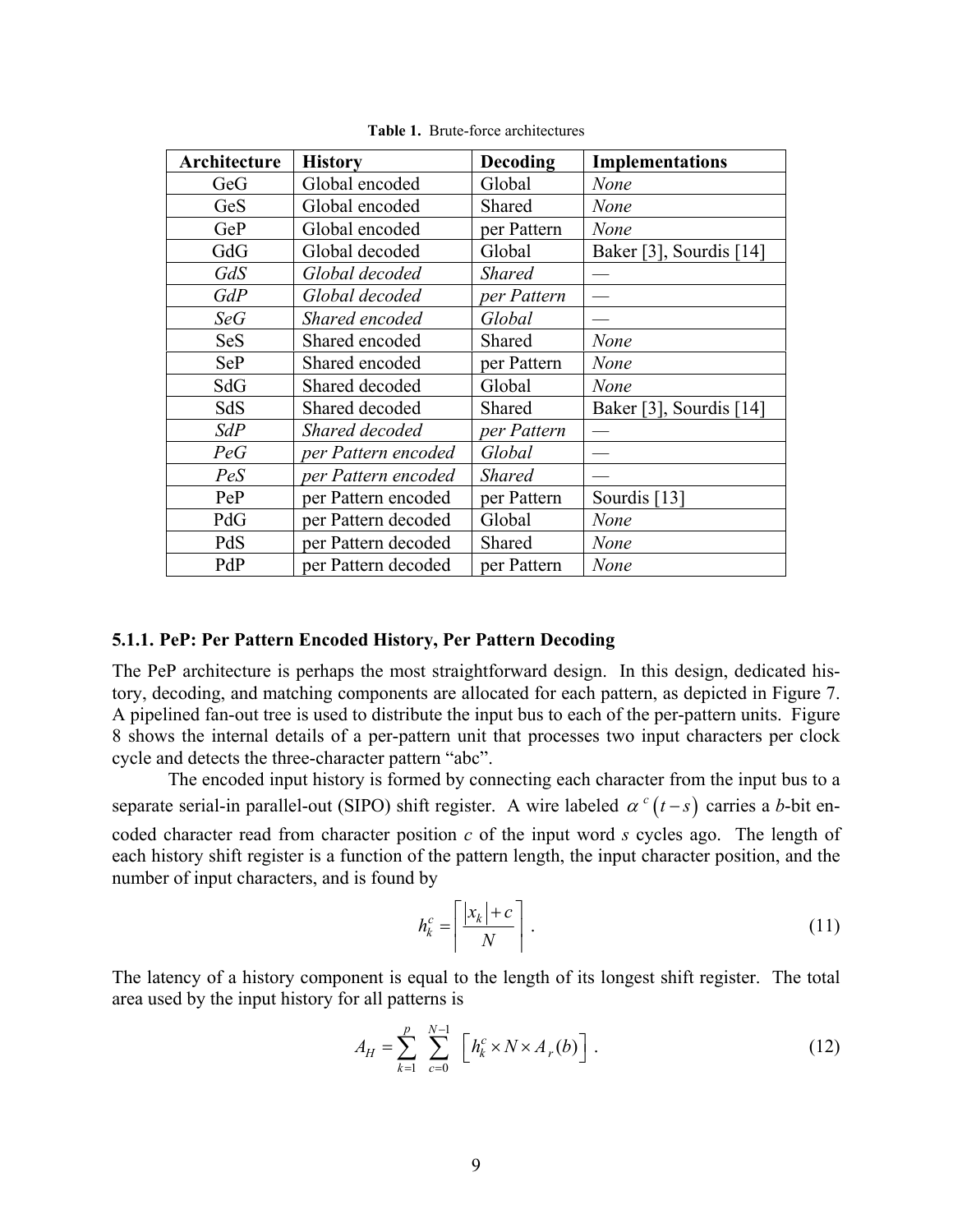**Table 1.** Brute-force architectures

| Architecture | History | Decoding | Implementations |
|---|---|---|---|
| GeG | Global encoded | Global | *None* |
| GeS | Global encoded | Shared | *None* |
| GeP | Global encoded | per Pattern | *None* |
| GdG | Global decoded | Global | Baker [3], Sourdis [14] |
| *GdS* | *Global decoded* | *Shared* | — |
| *GdP* | *Global decoded* | *per Pattern* | — |
| *SeG* | *Shared encoded* | *Global* | — |
| SeS | Shared encoded | Shared | *None* |
| SeP | Shared encoded | per Pattern | *None* |
| SdG | Shared decoded | Global | *None* |
| SdS | Shared decoded | Shared | Baker [3], Sourdis [14] |
| *SdP* | *Shared decoded* | *per Pattern* | — |
| *PeG* | *per Pattern encoded* | *Global* | — |
| *PeS* | *per Pattern encoded* | *Shared* | — |
| PeP | per Pattern encoded | per Pattern | Sourdis [13] |
| PdG | per Pattern decoded | Global | *None* |
| PdS | per Pattern decoded | Shared | *None* |
| PdP | per Pattern decoded | per Pattern | *None* |

### 5.1.1. PeP: Per Pattern Encoded History, Per Pattern Decoding

The PeP architecture is perhaps the most straightforward design. In this design, dedicated history, decoding, and matching components are allocated for each pattern, as depicted in Figure 7. A pipelined fan-out tree is used to distribute the input bus to each of the per-pattern units. Figure 8 shows the internal details of a per-pattern unit that processes two input characters per clock cycle and detects the three-character pattern "abc".

The encoded input history is formed by connecting each character from the input bus to a separate serial-in parallel-out (SIPO) shift register. A wire labeled $\alpha^c(t-s)$ carries a *b*-bit encoded character read from character position *c* of the input word *s* cycles ago. The length of each history shift register is a function of the pattern length, the input character position, and the number of input characters, and is found by

$$h_k^c = \left\lceil \frac{|x_k| + c}{N} \right\rceil . \tag{11}$$

The latency of a history component is equal to the length of its longest shift register. The total area used by the input history for all patterns is

$$A_H = \sum_{k=1}^{p} \sum_{c=0}^{N-1} \left[ h_k^c \times N \times A_r(b) \right] . \tag{12}$$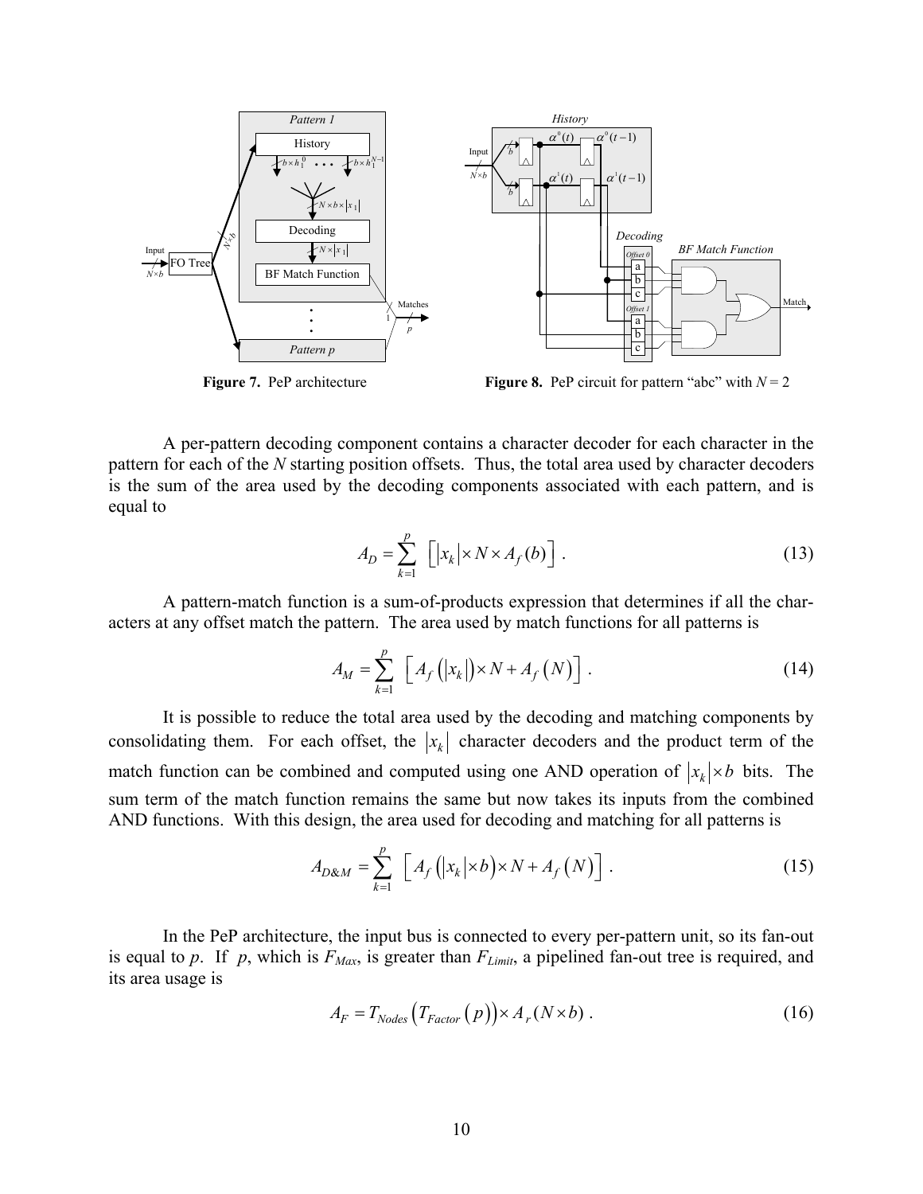**Figure 7.** PeP architecture

**Figure 8.** PeP circuit for pattern "abc" with $N = 2$

A per-pattern decoding component contains a character decoder for each character in the pattern for each of the $N$ starting position offsets. Thus, the total area used by character decoders is the sum of the area used by the decoding components associated with each pattern, and is equal to

$$A_D = \sum_{k=1}^{p} \left[ |x_k| \times N \times A_f(b) \right] . \tag{13}$$

A pattern-match function is a sum-of-products expression that determines if all the characters at any offset match the pattern. The area used by match functions for all patterns is

$$A_M = \sum_{k=1}^{p} \left[ A_f\left(|x_k|\right) \times N + A_f\left(N\right) \right] . \tag{14}$$

It is possible to reduce the total area used by the decoding and matching components by consolidating them. For each offset, the $|x_k|$ character decoders and the product term of the match function can be combined and computed using one AND operation of $|x_k| \times b$ bits. The sum term of the match function remains the same but now takes its inputs from the combined AND functions. With this design, the area used for decoding and matching for all patterns is

$$A_{D\&M} = \sum_{k=1}^{p} \left[ A_f\left(|x_k| \times b\right) \times N + A_f\left(N\right) \right] . \tag{15}$$

In the PeP architecture, the input bus is connected to every per-pattern unit, so its fan-out is equal to $p$. If $p$, which is $F_{Max}$, is greater than $F_{Limit}$, a pipelined fan-out tree is required, and its area usage is

$$A_F = T_{Nodes}\left(T_{Factor}\left(p\right)\right) \times A_r(N \times b) . \tag{16}$$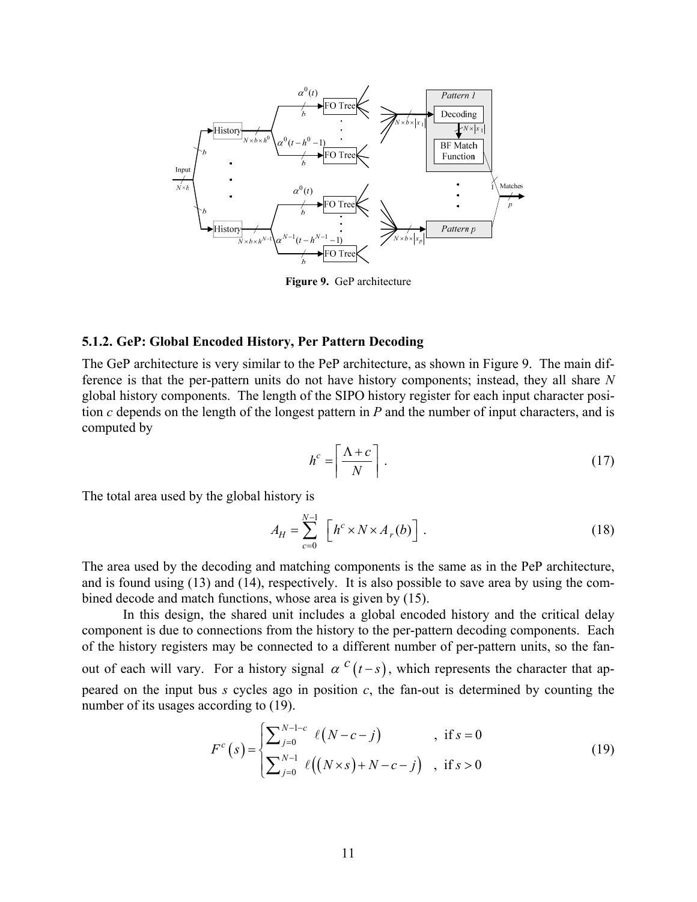Input
$N \times b$

$b$

$b$

History

History

$N \times b \times h^0$

$N \times b \times h^{N-1}$

$\alpha^0(t)$

$\alpha^0(t - h^0 - 1)$

$\alpha^0(t)$

$\alpha^{N-1}(t - h^{N-1} - 1)$

FO Tree

FO Tree

FO Tree

FO Tree

$N \times b \times |x_1|$

$N \times |x_1|$

$N \times b \times |x_p|$

Pattern 1

Decoding

BF Match Function

Pattern p

Matches

$p$

**Figure 9.** GeP architecture

### 5.1.2. GeP: Global Encoded History, Per Pattern Decoding

The GeP architecture is very similar to the PeP architecture, as shown in Figure 9. The main difference is that the per-pattern units do not have history components; instead, they all share $N$ global history components. The length of the SIPO history register for each input character position $c$ depends on the length of the longest pattern in $P$ and the number of input characters, and is computed by

$$h^c = \left\lceil \frac{\Lambda + c}{N} \right\rceil . \tag{17}$$

The total area used by the global history is

$$A_H = \sum_{c=0}^{N-1} \left[ h^c \times N \times A_r(b) \right] . \tag{18}$$

The area used by the decoding and matching components is the same as in the PeP architecture, and is found using (13) and (14), respectively. It is also possible to save area by using the combined decode and match functions, whose area is given by (15).

In this design, the shared unit includes a global encoded history and the critical delay component is due to connections from the history to the per-pattern decoding components. Each of the history registers may be connected to a different number of per-pattern units, so the fan-out of each will vary. For a history signal $\alpha^c(t-s)$, which represents the character that appeared on the input bus $s$ cycles ago in position $c$, the fan-out is determined by counting the number of its usages according to (19).

$$F^c(s) = \begin{cases} \sum_{j=0}^{N-1-c} \ell(N-c-j) & \text{, if } s = 0 \\ \sum_{j=0}^{N-1} \ell((N \times s) + N - c - j) & \text{, if } s > 0 \end{cases} \tag{19}$$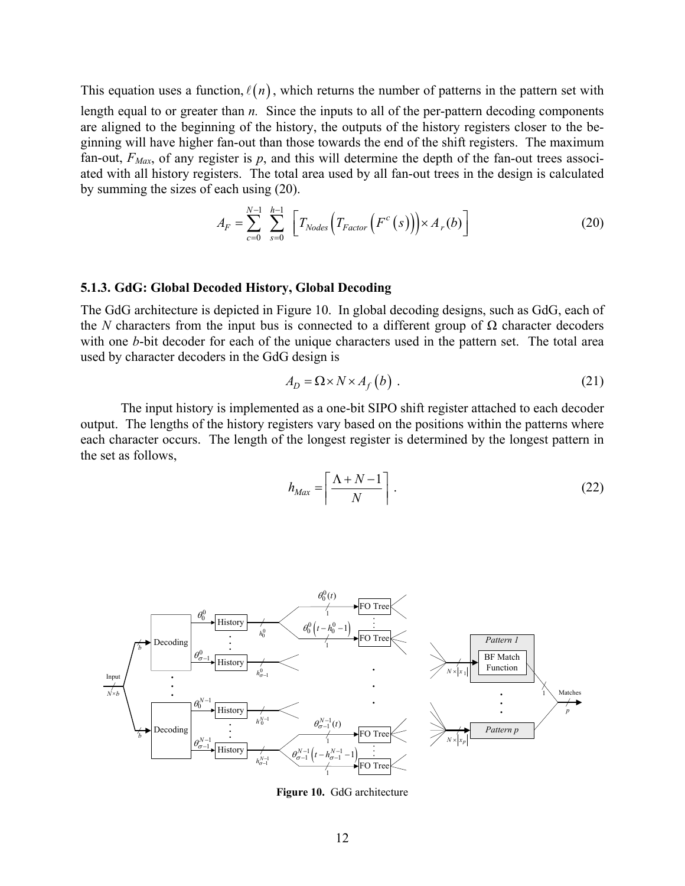This equation uses a function, $\ell(n)$, which returns the number of patterns in the pattern set with length equal to or greater than *n*. Since the inputs to all of the per-pattern decoding components are aligned to the beginning of the history, the outputs of the history registers closer to the beginning will have higher fan-out than those towards the end of the shift registers. The maximum fan-out, $F_{Max}$, of any register is *p*, and this will determine the depth of the fan-out trees associated with all history registers. The total area used by all fan-out trees in the design is calculated by summing the sizes of each using (20).

$$A_F = \sum_{c=0}^{N-1} \sum_{s=0}^{h-1} \left[ T_{Nodes}\left(T_{Factor}\left(F^c(s)\right)\right) \times A_r(b) \right] \tag{20}$$

### 5.1.3. GdG: Global Decoded History, Global Decoding

The GdG architecture is depicted in Figure 10. In global decoding designs, such as GdG, each of the *N* characters from the input bus is connected to a different group of $\Omega$ character decoders with one *b*-bit decoder for each of the unique characters used in the pattern set. The total area used by character decoders in the GdG design is

$$A_D = \Omega \times N \times A_f(b) \ . \tag{21}$$

The input history is implemented as a one-bit SIPO shift register attached to each decoder output. The lengths of the history registers vary based on the positions within the patterns where each character occurs. The length of the longest register is determined by the longest pattern in the set as follows,

$$h_{Max} = \left\lceil \frac{\Lambda + N - 1}{N} \right\rceil \ . \tag{22}$$

Input
$N \times b$
$b$
Decoding
$b$
Decoding
$\theta_0^0$
History
$h_0^0$
$\theta_{\sigma-1}^0$
History
$h_{\sigma-1}^0$
$\theta_0^{N-1}$
History
$h_0^{N-1}$
$\theta_{\sigma-1}^{N-1}$
History
$h_{\sigma-1}^{N-1}$
$\theta_0^0(t)$
1
FO Tree
$\theta_0^0\left(t - h_0^0 - 1\right)$
1
FO Tree
$\theta_{\sigma-1}^{N-1}(t)$
1
FO Tree
$\theta_{\sigma-1}^{N-1}\left(t - h_{\sigma-1}^{N-1} - 1\right)$
1
FO Tree
Pattern 1
BF Match Function
$N \times |x_1|$
Pattern p
$N \times |x_p|$
1
Matches
$p$

**Figure 10.** GdG architecture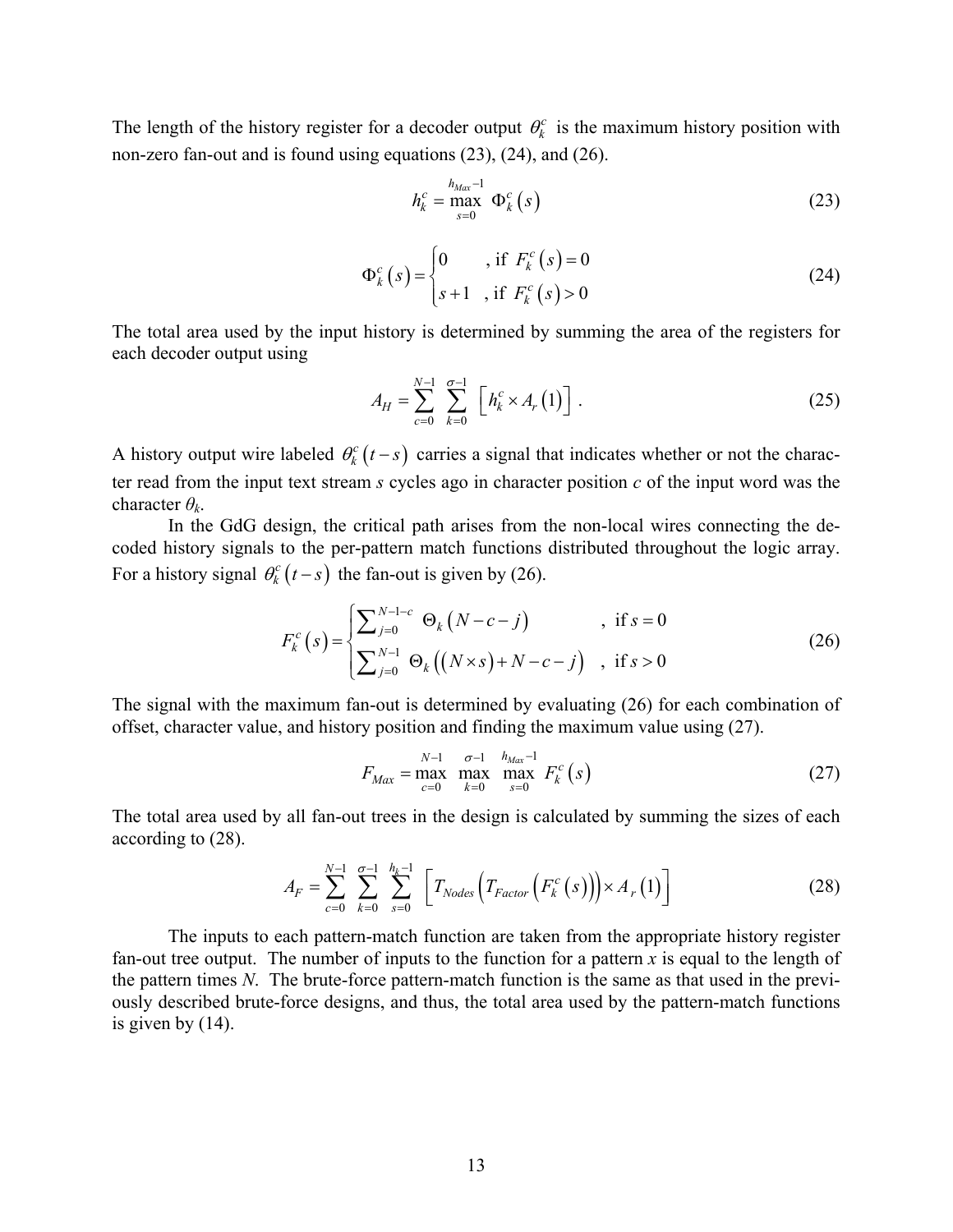The length of the history register for a decoder output $\theta_k^c$ is the maximum history position with non-zero fan-out and is found using equations (23), (24), and (26).

$$h_k^c = \max_{s=0}^{h_{Max}-1} \Phi_k^c(s) \tag{23}$$

$$\Phi_k^c(s) = \begin{cases} 0 & \text{, if } F_k^c(s) = 0 \\ s+1 & \text{, if } F_k^c(s) > 0 \end{cases} \tag{24}$$

The total area used by the input history is determined by summing the area of the registers for each decoder output using

$$A_H = \sum_{c=0}^{N-1} \sum_{k=0}^{\sigma-1} \left[ h_k^c \times A_r(1) \right] . \tag{25}$$

A history output wire labeled $\theta_k^c(t-s)$ carries a signal that indicates whether or not the character read from the input text stream $s$ cycles ago in character position $c$ of the input word was the character $\theta_k$.

In the GdG design, the critical path arises from the non-local wires connecting the decoded history signals to the per-pattern match functions distributed throughout the logic array. For a history signal $\theta_k^c(t-s)$ the fan-out is given by (26).

$$F_k^c(s) = \begin{cases} \sum_{j=0}^{N-1-c} \Theta_k(N-c-j) & \text{, if } s = 0 \\ \sum_{j=0}^{N-1} \Theta_k((N \times s) + N - c - j) & \text{, if } s > 0 \end{cases} \tag{26}$$

The signal with the maximum fan-out is determined by evaluating (26) for each combination of offset, character value, and history position and finding the maximum value using (27).

$$F_{Max} = \max_{c=0}^{N-1} \max_{k=0}^{\sigma-1} \max_{s=0}^{h_{Max}-1} F_k^c(s) \tag{27}$$

The total area used by all fan-out trees in the design is calculated by summing the sizes of each according to (28).

$$A_F = \sum_{c=0}^{N-1} \sum_{k=0}^{\sigma-1} \sum_{s=0}^{h_k-1} \left[ T_{Nodes}\left(T_{Factor}\left(F_k^c(s)\right)\right) \times A_r(1) \right] \tag{28}$$

The inputs to each pattern-match function are taken from the appropriate history register fan-out tree output. The number of inputs to the function for a pattern $x$ is equal to the length of the pattern times $N$. The brute-force pattern-match function is the same as that used in the previously described brute-force designs, and thus, the total area used by the pattern-match functions is given by (14).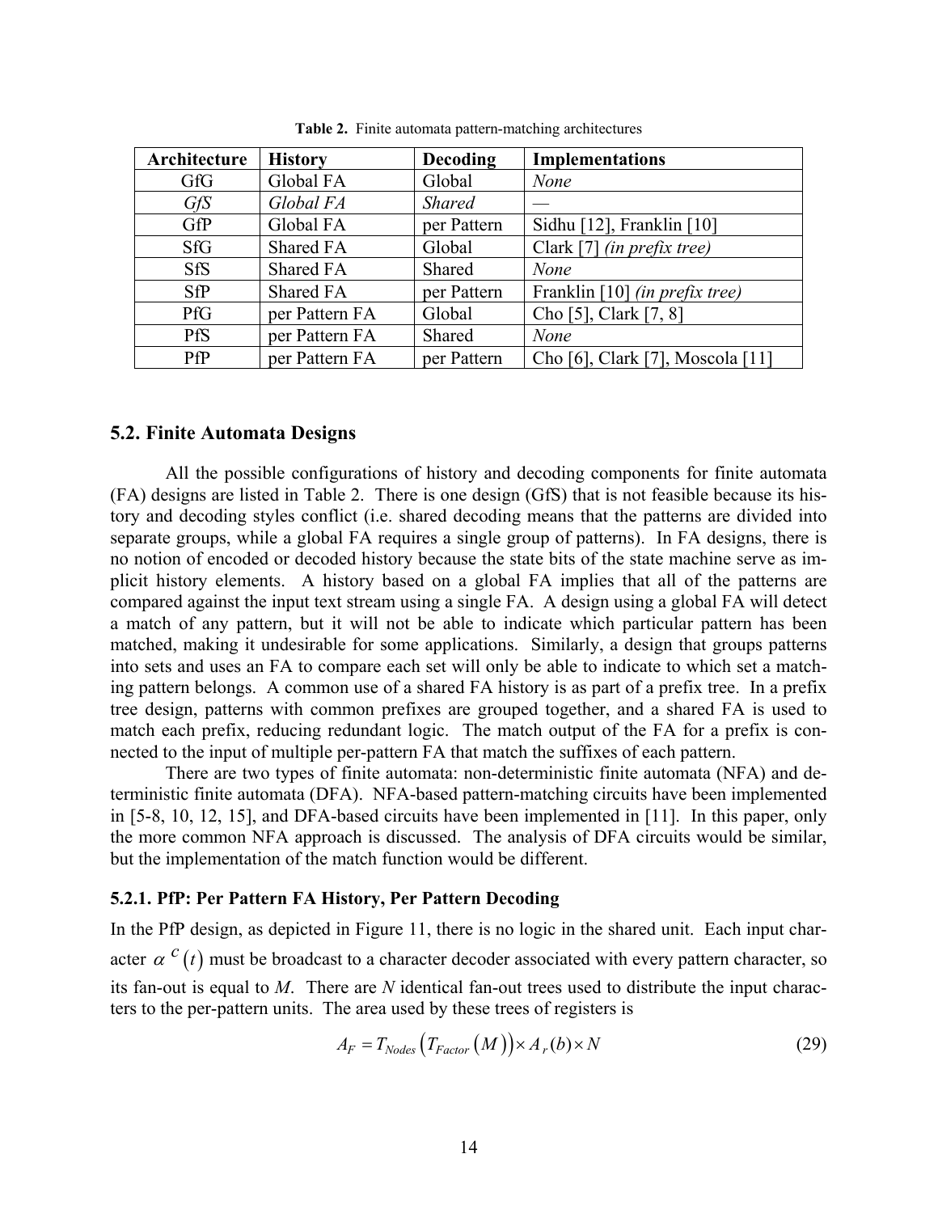**Table 2.** Finite automata pattern-matching architectures

| Architecture | History | Decoding | Implementations |
|---|---|---|---|
| GfG | Global FA | Global | *None* |
| *GfS* | *Global FA* | *Shared* | — |
| GfP | Global FA | per Pattern | Sidhu [12], Franklin [10] |
| SfG | Shared FA | Global | Clark [7] *(in prefix tree)* |
| SfS | Shared FA | Shared | *None* |
| SfP | Shared FA | per Pattern | Franklin [10] *(in prefix tree)* |
| PfG | per Pattern FA | Global | Cho [5], Clark [7, 8] |
| PfS | per Pattern FA | Shared | *None* |
| PfP | per Pattern FA | per Pattern | Cho [6], Clark [7], Moscola [11] |

### 5.2. Finite Automata Designs

All the possible configurations of history and decoding components for finite automata (FA) designs are listed in Table 2. There is one design (GfS) that is not feasible because its history and decoding styles conflict (i.e. shared decoding means that the patterns are divided into separate groups, while a global FA requires a single group of patterns). In FA designs, there is no notion of encoded or decoded history because the state bits of the state machine serve as implicit history elements. A history based on a global FA implies that all of the patterns are compared against the input text stream using a single FA. A design using a global FA will detect a match of any pattern, but it will not be able to indicate which particular pattern has been matched, making it undesirable for some applications. Similarly, a design that groups patterns into sets and uses an FA to compare each set will only be able to indicate to which set a matching pattern belongs. A common use of a shared FA history is as part of a prefix tree. In a prefix tree design, patterns with common prefixes are grouped together, and a shared FA is used to match each prefix, reducing redundant logic. The match output of the FA for a prefix is connected to the input of multiple per-pattern FA that match the suffixes of each pattern.

There are two types of finite automata: non-deterministic finite automata (NFA) and deterministic finite automata (DFA). NFA-based pattern-matching circuits have been implemented in [5-8, 10, 12, 15], and DFA-based circuits have been implemented in [11]. In this paper, only the more common NFA approach is discussed. The analysis of DFA circuits would be similar, but the implementation of the match function would be different.

#### 5.2.1. PfP: Per Pattern FA History, Per Pattern Decoding

In the PfP design, as depicted in Figure 11, there is no logic in the shared unit. Each input character $\alpha^{c}(t)$ must be broadcast to a character decoder associated with every pattern character, so its fan-out is equal to $M$. There are $N$ identical fan-out trees used to distribute the input characters to the per-pattern units. The area used by these trees of registers is

$$A_F = T_{Nodes}\left(T_{Factor}\left(M\right)\right) \times A_r(b) \times N \tag{29}$$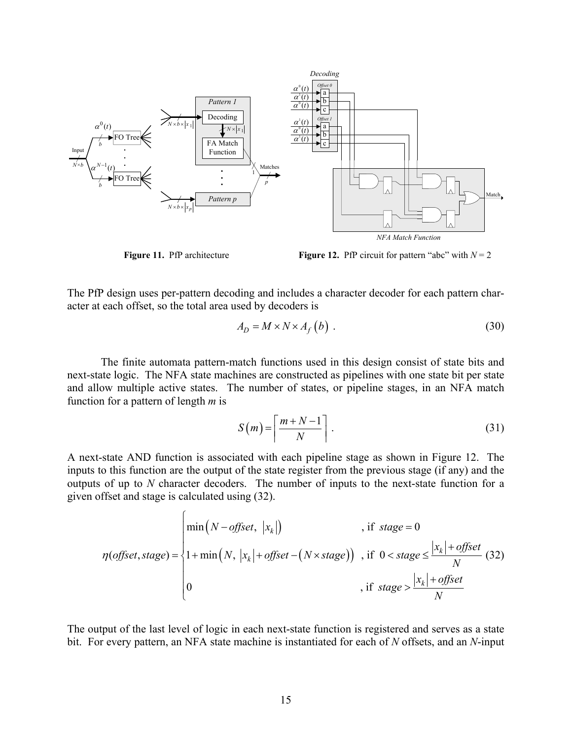Input

$N \times b$

$\alpha^0(t)$

$b$

FO Tree

$\alpha^{N-1}(t)$

$b$

FO Tree

Pattern 1

Decoding

$N \times b \times |x_1|$

$N \times |x_1|$

FA Match Function

Matches

1

$p$

Pattern p

$N \times b \times |x_p|$

**Figure 11.** PfP architecture

Decoding

Offset 0

$\alpha^0(t)$ a

$\alpha^1(t)$ b

$\alpha^0(t)$ c

Offset 1

$\alpha^1(t)$ a

$\alpha^0(t)$ b

$\alpha^1(t)$ c

Match

NFA Match Function

**Figure 12.** PfP circuit for pattern "abc" with $N = 2$

The PfP design uses per-pattern decoding and includes a character decoder for each pattern character at each offset, so the total area used by decoders is

$$A_D = M \times N \times A_f\left(b\right) \; . \tag{30}$$

The finite automata pattern-match functions used in this design consist of state bits and next-state logic. The NFA state machines are constructed as pipelines with one state bit per state and allow multiple active states. The number of states, or pipeline stages, in an NFA match function for a pattern of length *m* is

$$S\left(m\right) = \left\lceil \frac{m + N - 1}{N} \right\rceil \; . \tag{31}$$

A next-state AND function is associated with each pipeline stage as shown in Figure 12. The inputs to this function are the output of the state register from the previous stage (if any) and the outputs of up to *N* character decoders. The number of inputs to the next-state function for a given offset and stage is calculated using (32).

$$\eta(offset, stage) = \begin{cases} \min\left(N - offset,\ |x_k|\right) & \text{, if } stage = 0 \\ 1 + \min\left(N,\ |x_k| + offset - \left(N \times stage\right)\right) & \text{, if } 0 < stage \le \dfrac{|x_k| + offset}{N} \\ 0 & \text{, if } stage > \dfrac{|x_k| + offset}{N} \end{cases} \tag{32}$$

The output of the last level of logic in each next-state function is registered and serves as a state bit. For every pattern, an NFA state machine is instantiated for each of *N* offsets, and an *N*-input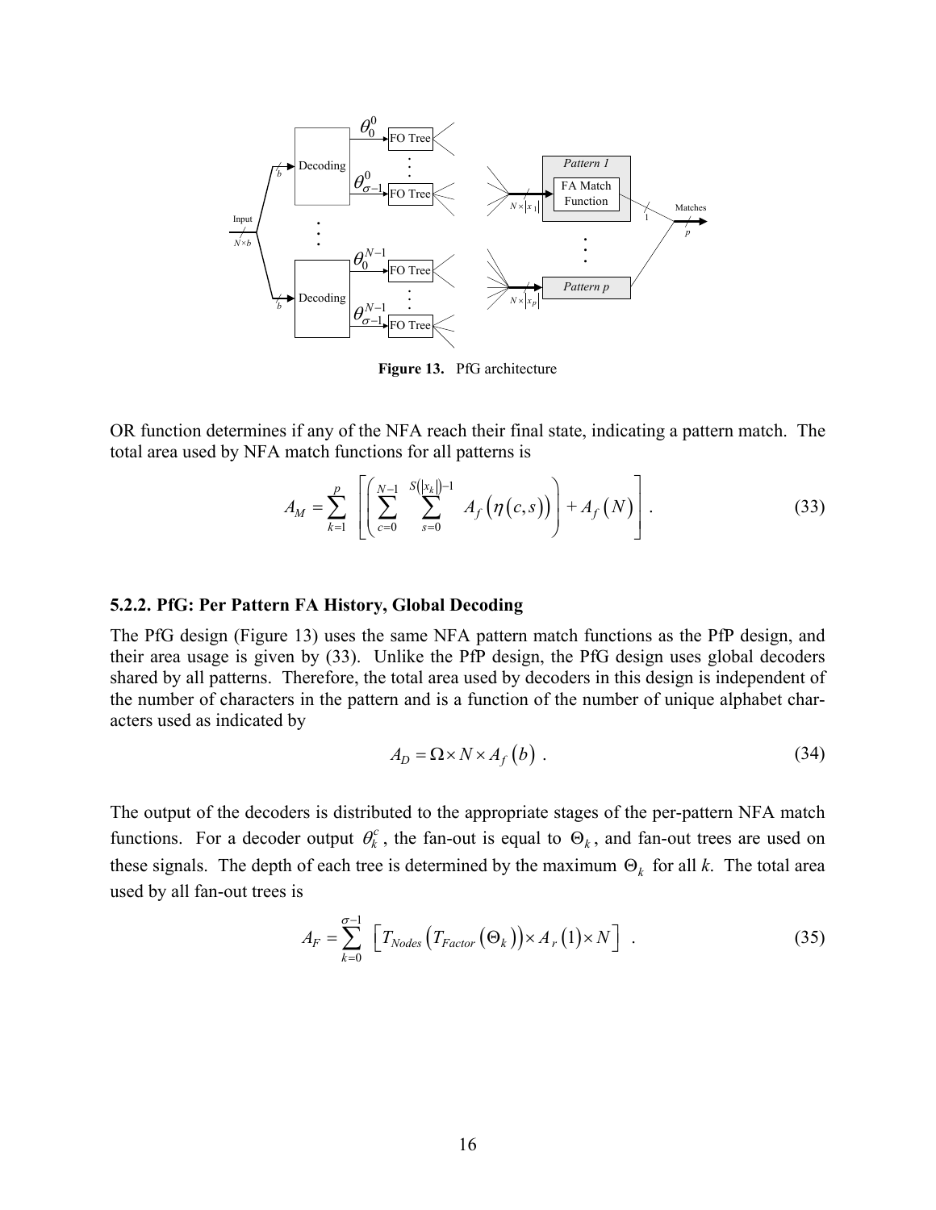Figure 13.  PfG architecture

OR function determines if any of the NFA reach their final state, indicating a pattern match. The total area used by NFA match functions for all patterns is

$$A_M = \sum_{k=1}^{p} \left[ \left( \sum_{c=0}^{N-1} \sum_{s=0}^{S(|x_k|)-1} A_f\left(\eta(c,s)\right) \right) + A_f(N) \right] . \tag{33}$$

### 5.2.2. PfG: Per Pattern FA History, Global Decoding

The PfG design (Figure 13) uses the same NFA pattern match functions as the PfP design, and their area usage is given by (33). Unlike the PfP design, the PfG design uses global decoders shared by all patterns. Therefore, the total area used by decoders in this design is independent of the number of characters in the pattern and is a function of the number of unique alphabet characters used as indicated by

$$A_D = \Omega \times N \times A_f(b) . \tag{34}$$

The output of the decoders is distributed to the appropriate stages of the per-pattern NFA match functions. For a decoder output $\theta_k^c$, the fan-out is equal to $\Theta_k$, and fan-out trees are used on these signals. The depth of each tree is determined by the maximum $\Theta_k$ for all $k$. The total area used by all fan-out trees is

$$A_F = \sum_{k=0}^{\sigma-1} \left[ T_{Nodes}\left(T_{Factor}\left(\Theta_k\right)\right) \times A_r(1) \times N \right] . \tag{35}$$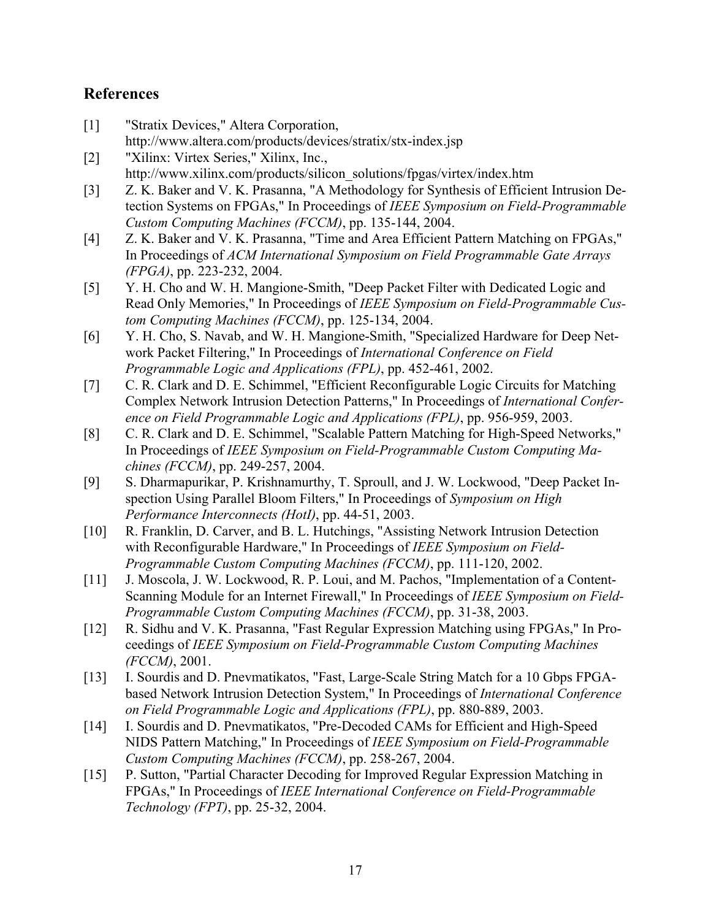## References

[1] "Stratix Devices," Altera Corporation, http://www.altera.com/products/devices/stratix/stx-index.jsp

[2] "Xilinx: Virtex Series," Xilinx, Inc., http://www.xilinx.com/products/silicon_solutions/fpgas/virtex/index.htm

[3] Z. K. Baker and V. K. Prasanna, "A Methodology for Synthesis of Efficient Intrusion Detection Systems on FPGAs," In Proceedings of *IEEE Symposium on Field-Programmable Custom Computing Machines (FCCM)*, pp. 135-144, 2004.

[4] Z. K. Baker and V. K. Prasanna, "Time and Area Efficient Pattern Matching on FPGAs," In Proceedings of *ACM International Symposium on Field Programmable Gate Arrays (FPGA)*, pp. 223-232, 2004.

[5] Y. H. Cho and W. H. Mangione-Smith, "Deep Packet Filter with Dedicated Logic and Read Only Memories," In Proceedings of *IEEE Symposium on Field-Programmable Custom Computing Machines (FCCM)*, pp. 125-134, 2004.

[6] Y. H. Cho, S. Navab, and W. H. Mangione-Smith, "Specialized Hardware for Deep Network Packet Filtering," In Proceedings of *International Conference on Field Programmable Logic and Applications (FPL)*, pp. 452-461, 2002.

[7] C. R. Clark and D. E. Schimmel, "Efficient Reconfigurable Logic Circuits for Matching Complex Network Intrusion Detection Patterns," In Proceedings of *International Conference on Field Programmable Logic and Applications (FPL)*, pp. 956-959, 2003.

[8] C. R. Clark and D. E. Schimmel, "Scalable Pattern Matching for High-Speed Networks," In Proceedings of *IEEE Symposium on Field-Programmable Custom Computing Machines (FCCM)*, pp. 249-257, 2004.

[9] S. Dharmapurikar, P. Krishnamurthy, T. Sproull, and J. W. Lockwood, "Deep Packet Inspection Using Parallel Bloom Filters," In Proceedings of *Symposium on High Performance Interconnects (HotI)*, pp. 44-51, 2003.

[10] R. Franklin, D. Carver, and B. L. Hutchings, "Assisting Network Intrusion Detection with Reconfigurable Hardware," In Proceedings of *IEEE Symposium on Field-Programmable Custom Computing Machines (FCCM)*, pp. 111-120, 2002.

[11] J. Moscola, J. W. Lockwood, R. P. Loui, and M. Pachos, "Implementation of a Content-Scanning Module for an Internet Firewall," In Proceedings of *IEEE Symposium on Field-Programmable Custom Computing Machines (FCCM)*, pp. 31-38, 2003.

[12] R. Sidhu and V. K. Prasanna, "Fast Regular Expression Matching using FPGAs," In Proceedings of *IEEE Symposium on Field-Programmable Custom Computing Machines (FCCM)*, 2001.

[13] I. Sourdis and D. Pnevmatikatos, "Fast, Large-Scale String Match for a 10 Gbps FPGA-based Network Intrusion Detection System," In Proceedings of *International Conference on Field Programmable Logic and Applications (FPL)*, pp. 880-889, 2003.

[14] I. Sourdis and D. Pnevmatikatos, "Pre-Decoded CAMs for Efficient and High-Speed NIDS Pattern Matching," In Proceedings of *IEEE Symposium on Field-Programmable Custom Computing Machines (FCCM)*, pp. 258-267, 2004.

[15] P. Sutton, "Partial Character Decoding for Improved Regular Expression Matching in FPGAs," In Proceedings of *IEEE International Conference on Field-Programmable Technology (FPT)*, pp. 25-32, 2004.